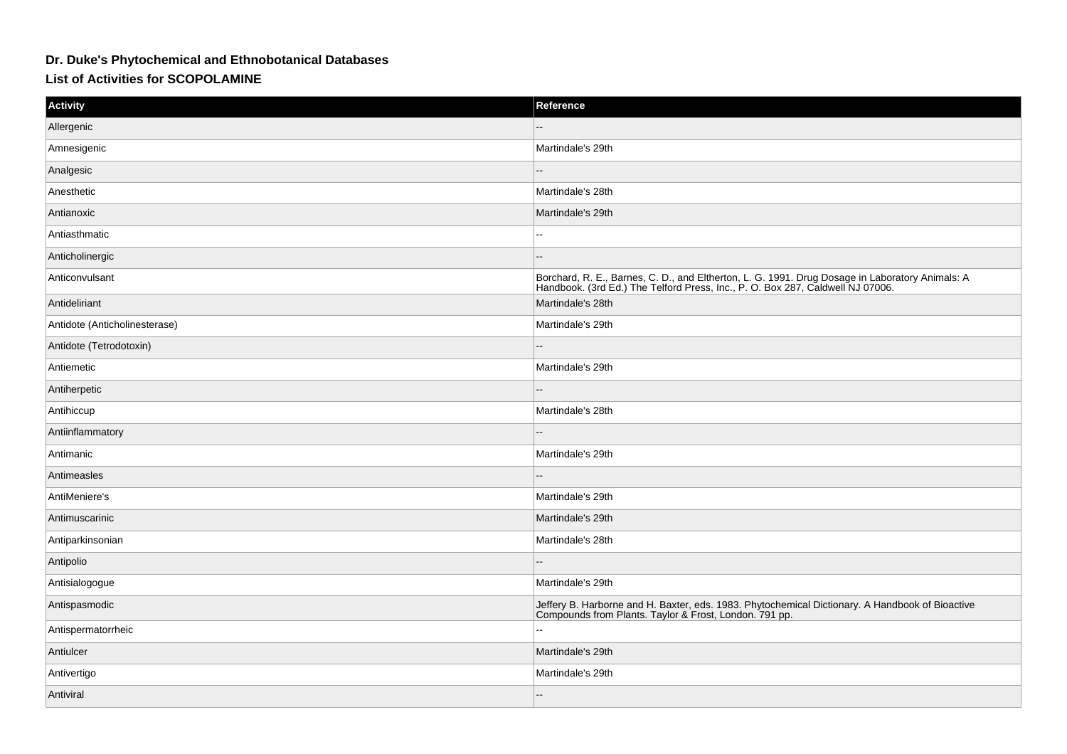# Dr. Duke's Phytochemical and Ethnobotanical Databases

## List of Activities for SCOPOLAMINE

| Activity | Reference |
| --- | --- |
| Allergenic | -- |
| Amnesigenic | Martindale's 29th |
| Analgesic | -- |
| Anesthetic | Martindale's 28th |
| Antianoxic | Martindale's 29th |
| Antiasthmatic | -- |
| Anticholinergic | -- |
| Anticonvulsant | Borchard, R. E., Barnes, C. D., and Eltherton, L. G. 1991. Drug Dosage in Laboratory Animals: A Handbook. (3rd Ed.) The Telford Press, Inc., P. O. Box 287, Caldwell NJ 07006. |
| Antideliriant | Martindale's 28th |
| Antidote (Anticholinesterase) | Martindale's 29th |
| Antidote (Tetrodotoxin) | -- |
| Antiemetic | Martindale's 29th |
| Antiherpetic | -- |
| Antihiccup | Martindale's 28th |
| Antiinflammatory | -- |
| Antimanic | Martindale's 29th |
| Antimeasles | -- |
| AntiMeniere's | Martindale's 29th |
| Antimuscarinic | Martindale's 29th |
| Antiparkinsonian | Martindale's 28th |
| Antipolio | -- |
| Antisialogogue | Martindale's 29th |
| Antispasmodic | Jeffery B. Harborne and H. Baxter, eds. 1983. Phytochemical Dictionary. A Handbook of Bioactive Compounds from Plants. Taylor & Frost, London. 791 pp. |
| Antispermatorrheic | -- |
| Antiulcer | Martindale's 29th |
| Antivertigo | Martindale's 29th |
| Antiviral | -- |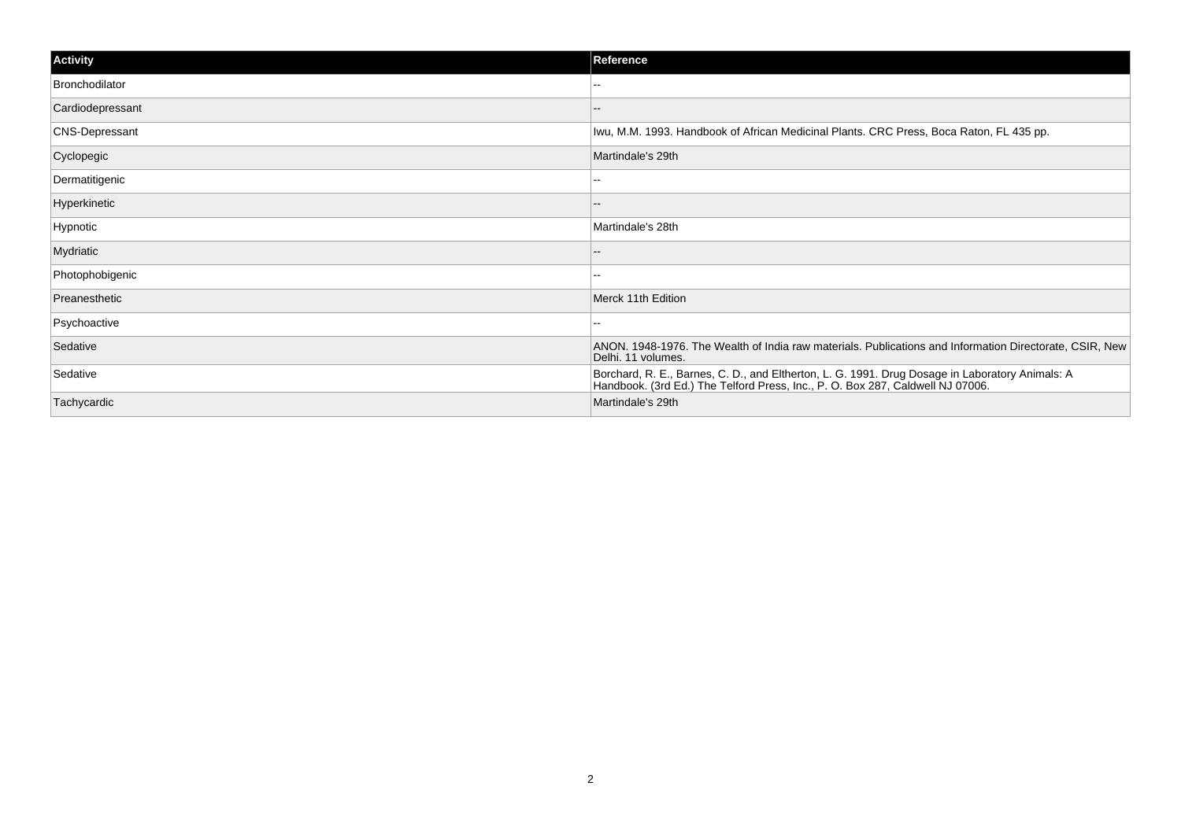| Activity | Reference |
| --- | --- |
| Bronchodilator | -- |
| Cardiodepressant | -- |
| CNS-Depressant | Iwu, M.M. 1993. Handbook of African Medicinal Plants. CRC Press, Boca Raton, FL 435 pp. |
| Cyclopegic | Martindale's 29th |
| Dermatitigenic | -- |
| Hyperkinetic | -- |
| Hypnotic | Martindale's 28th |
| Mydriatic | -- |
| Photophobigenic | -- |
| Preanesthetic | Merck 11th Edition |
| Psychoactive | -- |
| Sedative | ANON. 1948-1976. The Wealth of India raw materials. Publications and Information Directorate, CSIR, New Delhi. 11 volumes. |
| Sedative | Borchard, R. E., Barnes, C. D., and Eltherton, L. G. 1991. Drug Dosage in Laboratory Animals: A Handbook. (3rd Ed.) The Telford Press, Inc., P. O. Box 287, Caldwell NJ 07006. |
| Tachycardic | Martindale's 29th |